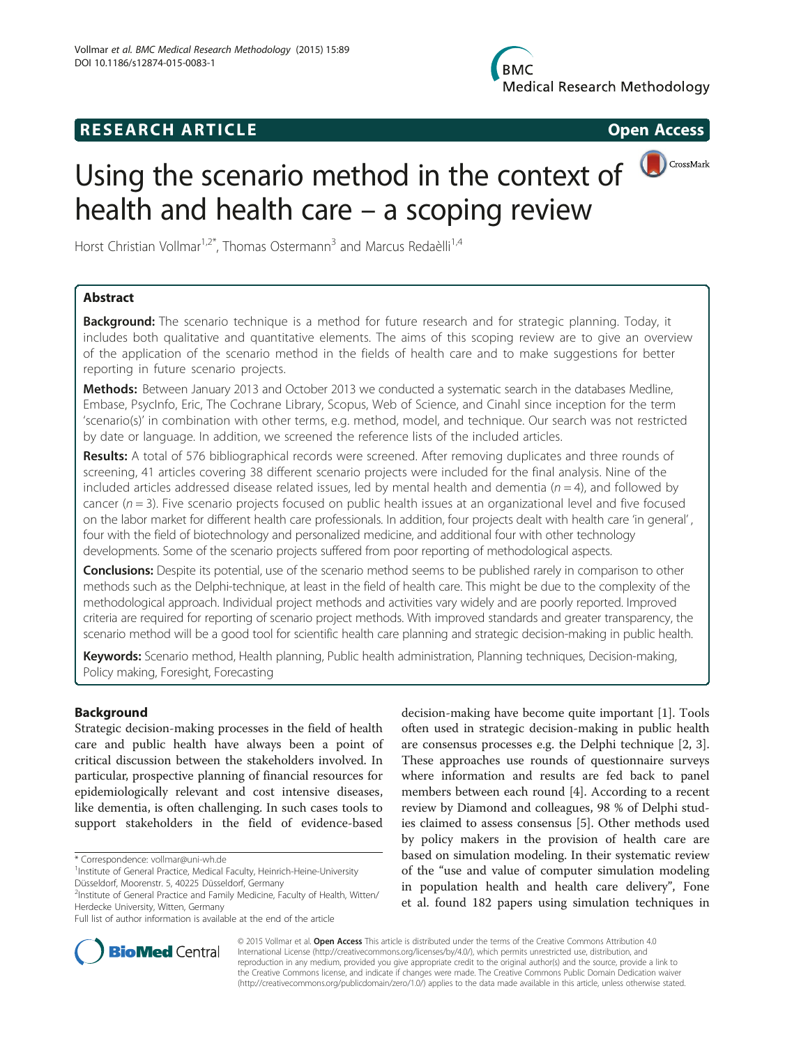RESEARCH ARTICLE

Open Access

# Using the scenario method in the context of health and health care – a scoping review

Horst Christian Vollmar[1,2*], Thomas Ostermann[3] and Marcus Redaèlli[1,4]

## Abstract

**Background:** The scenario technique is a method for future research and for strategic planning. Today, it includes both qualitative and quantitative elements. The aims of this scoping review are to give an overview of the application of the scenario method in the fields of health care and to make suggestions for better reporting in future scenario projects.

**Methods:** Between January 2013 and October 2013 we conducted a systematic search in the databases Medline, Embase, PsycInfo, Eric, The Cochrane Library, Scopus, Web of Science, and Cinahl since inception for the term 'scenario(s)' in combination with other terms, e.g. method, model, and technique. Our search was not restricted by date or language. In addition, we screened the reference lists of the included articles.

**Results:** A total of 576 bibliographical records were screened. After removing duplicates and three rounds of screening, 41 articles covering 38 different scenario projects were included for the final analysis. Nine of the included articles addressed disease related issues, led by mental health and dementia ($n = 4$), and followed by cancer ($n = 3$). Five scenario projects focused on public health issues at an organizational level and five focused on the labor market for different health care professionals. In addition, four projects dealt with health care 'in general', four with the field of biotechnology and personalized medicine, and additional four with other technology developments. Some of the scenario projects suffered from poor reporting of methodological aspects.

**Conclusions:** Despite its potential, use of the scenario method seems to be published rarely in comparison to other methods such as the Delphi-technique, at least in the field of health care. This might be due to the complexity of the methodological approach. Individual project methods and activities vary widely and are poorly reported. Improved criteria are required for reporting of scenario project methods. With improved standards and greater transparency, the scenario method will be a good tool for scientific health care planning and strategic decision-making in public health.

**Keywords:** Scenario method, Health planning, Public health administration, Planning techniques, Decision-making, Policy making, Foresight, Forecasting

## Background

Strategic decision-making processes in the field of health care and public health have always been a point of critical discussion between the stakeholders involved. In particular, prospective planning of financial resources for epidemiologically relevant and cost intensive diseases, like dementia, is often challenging. In such cases tools to support stakeholders in the field of evidence-based decision-making have become quite important [1]. Tools often used in strategic decision-making in public health are consensus processes e.g. the Delphi technique [2, 3]. These approaches use rounds of questionnaire surveys where information and results are fed back to panel members between each round [4]. According to a recent review by Diamond and colleagues, 98 % of Delphi studies claimed to assess consensus [5]. Other methods used by policy makers in the provision of health care are based on simulation modeling. In their systematic review of the "use and value of computer simulation modeling in population health and health care delivery", Fone et al. found 182 papers using simulation techniques in

\* Correspondence: vollmar@uni-wh.de
[1]Institute of General Practice, Medical Faculty, Heinrich-Heine-University Düsseldorf, Moorenstr. 5, 40225 Düsseldorf, Germany
[2]Institute of General Practice and Family Medicine, Faculty of Health, Witten/Herdecke University, Witten, Germany
Full list of author information is available at the end of the article

© 2015 Vollmar et al. **Open Access** This article is distributed under the terms of the Creative Commons Attribution 4.0 International License (http://creativecommons.org/licenses/by/4.0/), which permits unrestricted use, distribution, and reproduction in any medium, provided you give appropriate credit to the original author(s) and the source, provide a link to the Creative Commons license, and indicate if changes were made. The Creative Commons Public Domain Dedication waiver (http://creativecommons.org/publicdomain/zero/1.0/) applies to the data made available in this article, unless otherwise stated.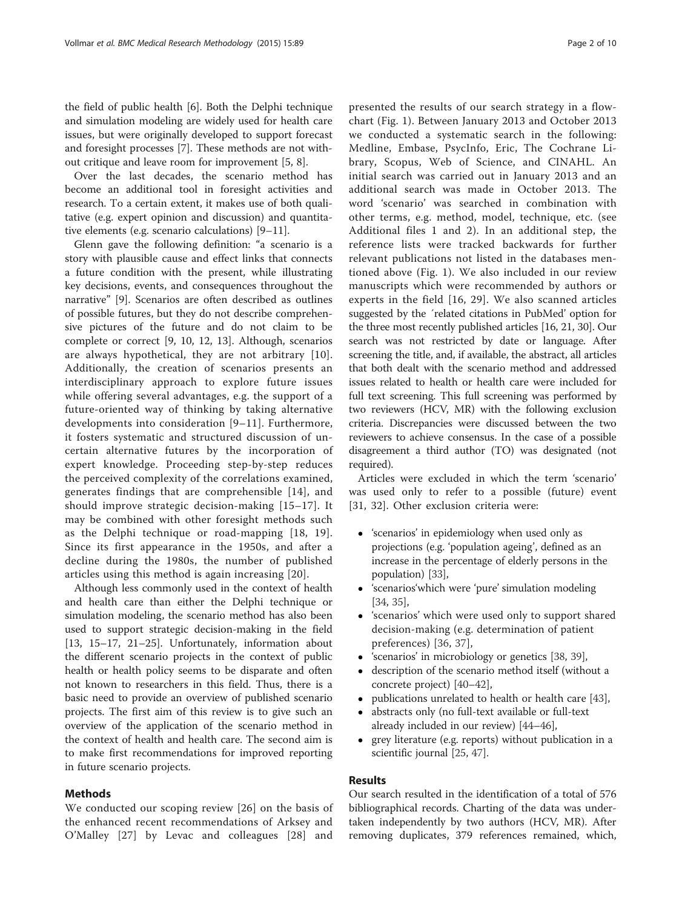the field of public health [6]. Both the Delphi technique and simulation modeling are widely used for health care issues, but were originally developed to support forecast and foresight processes [7]. These methods are not without critique and leave room for improvement [5, 8].

Over the last decades, the scenario method has become an additional tool in foresight activities and research. To a certain extent, it makes use of both qualitative (e.g. expert opinion and discussion) and quantitative elements (e.g. scenario calculations) [9–11].

Glenn gave the following definition: "a scenario is a story with plausible cause and effect links that connects a future condition with the present, while illustrating key decisions, events, and consequences throughout the narrative" [9]. Scenarios are often described as outlines of possible futures, but they do not describe comprehensive pictures of the future and do not claim to be complete or correct [9, 10, 12, 13]. Although, scenarios are always hypothetical, they are not arbitrary [10]. Additionally, the creation of scenarios presents an interdisciplinary approach to explore future issues while offering several advantages, e.g. the support of a future-oriented way of thinking by taking alternative developments into consideration [9–11]. Furthermore, it fosters systematic and structured discussion of uncertain alternative futures by the incorporation of expert knowledge. Proceeding step-by-step reduces the perceived complexity of the correlations examined, generates findings that are comprehensible [14], and should improve strategic decision-making [15–17]. It may be combined with other foresight methods such as the Delphi technique or road-mapping [18, 19]. Since its first appearance in the 1950s, and after a decline during the 1980s, the number of published articles using this method is again increasing [20].

Although less commonly used in the context of health and health care than either the Delphi technique or simulation modeling, the scenario method has also been used to support strategic decision-making in the field [13, 15–17, 21–25]. Unfortunately, information about the different scenario projects in the context of public health or health policy seems to be disparate and often not known to researchers in this field. Thus, there is a basic need to provide an overview of published scenario projects. The first aim of this review is to give such an overview of the application of the scenario method in the context of health and health care. The second aim is to make first recommendations for improved reporting in future scenario projects.

## Methods

We conducted our scoping review [26] on the basis of the enhanced recent recommendations of Arksey and O'Malley [27] by Levac and colleagues [28] and presented the results of our search strategy in a flowchart (Fig. 1). Between January 2013 and October 2013 we conducted a systematic search in the following: Medline, Embase, PsycInfo, Eric, The Cochrane Library, Scopus, Web of Science, and CINAHL. An initial search was carried out in January 2013 and an additional search was made in October 2013. The word 'scenario' was searched in combination with other terms, e.g. method, model, technique, etc. (see Additional files 1 and 2). In an additional step, the reference lists were tracked backwards for further relevant publications not listed in the databases mentioned above (Fig. 1). We also included in our review manuscripts which were recommended by authors or experts in the field [16, 29]. We also scanned articles suggested by the ´related citations in PubMed' option for the three most recently published articles [16, 21, 30]. Our search was not restricted by date or language. After screening the title, and, if available, the abstract, all articles that both dealt with the scenario method and addressed issues related to health or health care were included for full text screening. This full screening was performed by two reviewers (HCV, MR) with the following exclusion criteria. Discrepancies were discussed between the two reviewers to achieve consensus. In the case of a possible disagreement a third author (TO) was designated (not required).

Articles were excluded in which the term 'scenario' was used only to refer to a possible (future) event [31, 32]. Other exclusion criteria were:

- 'scenarios' in epidemiology when used only as projections (e.g. 'population ageing', defined as an increase in the percentage of elderly persons in the population) [33],
- 'scenarios'which were 'pure' simulation modeling [34, 35],
- 'scenarios' which were used only to support shared decision-making (e.g. determination of patient preferences) [36, 37],
- 'scenarios' in microbiology or genetics [38, 39],
- description of the scenario method itself (without a concrete project) [40–42],
- publications unrelated to health or health care [43],
- abstracts only (no full-text available or full-text already included in our review) [44–46],
- grey literature (e.g. reports) without publication in a scientific journal [25, 47].

## Results

Our search resulted in the identification of a total of 576 bibliographical records. Charting of the data was undertaken independently by two authors (HCV, MR). After removing duplicates, 379 references remained, which,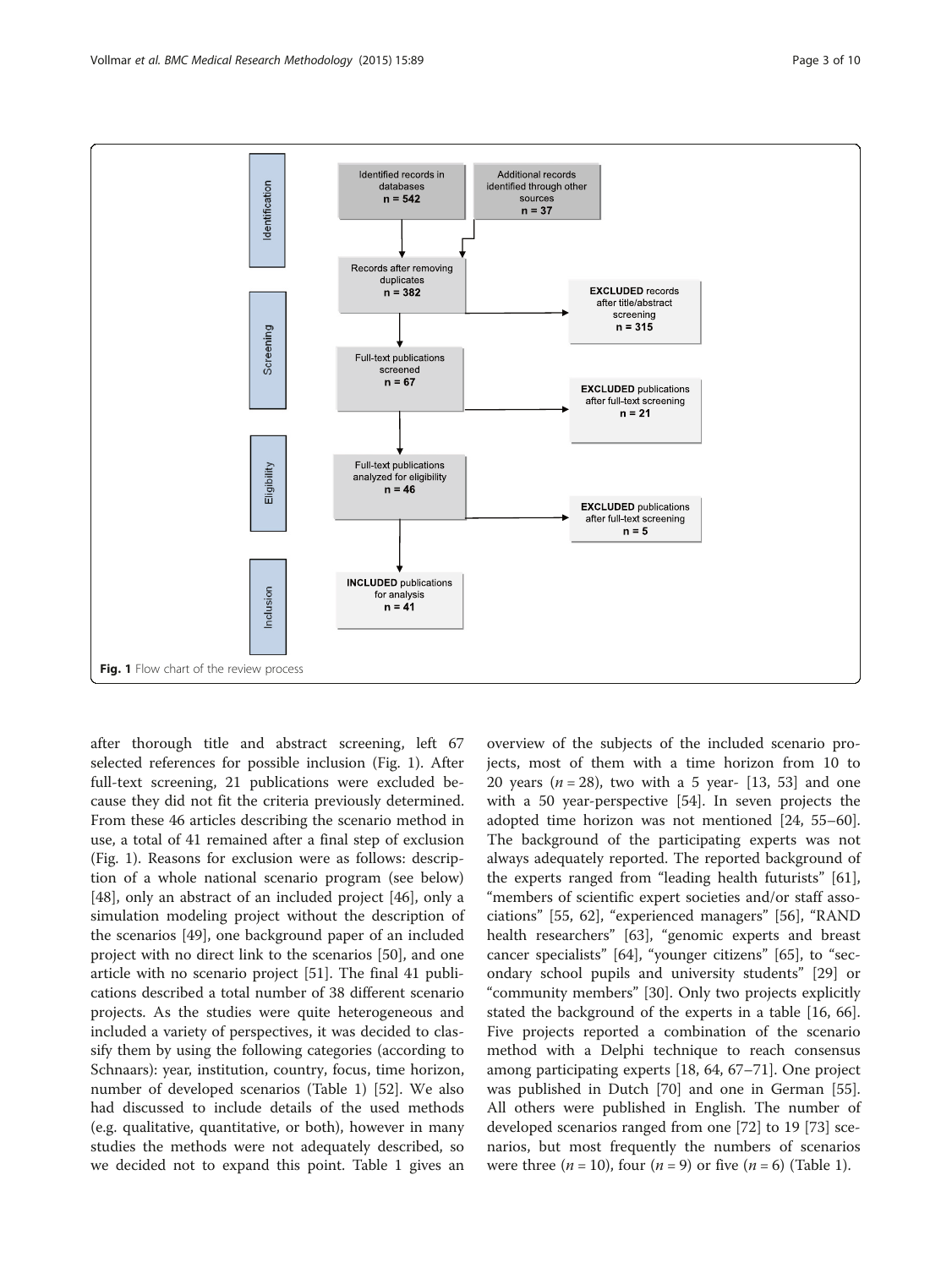Identification

Identified records in databases
n = 542

Additional records identified through other sources
n = 37

Screening

Records after removing duplicates
n = 382

**EXCLUDED** records after title/abstract screening
n = 315

Full-text publications screened
n = 67

**EXCLUDED** publications after full-text screening
n = 21

Eligibility

Full-text publications analyzed for eligibility
n = 46

**EXCLUDED** publications after full-text screening
n = 5

Inclusion

**INCLUDED** publications for analysis
n = 41

**Fig. 1** Flow chart of the review process

after thorough title and abstract screening, left 67 selected references for possible inclusion (Fig. 1). After full-text screening, 21 publications were excluded because they did not fit the criteria previously determined. From these 46 articles describing the scenario method in use, a total of 41 remained after a final step of exclusion (Fig. 1). Reasons for exclusion were as follows: description of a whole national scenario program (see below) [48], only an abstract of an included project [46], only a simulation modeling project without the description of the scenarios [49], one background paper of an included project with no direct link to the scenarios [50], and one article with no scenario project [51]. The final 41 publications described a total number of 38 different scenario projects. As the studies were quite heterogeneous and included a variety of perspectives, it was decided to classify them by using the following categories (according to Schnaars): year, institution, country, focus, time horizon, number of developed scenarios (Table 1) [52]. We also had discussed to include details of the used methods (e.g. qualitative, quantitative, or both), however in many studies the methods were not adequately described, so we decided not to expand this point. Table 1 gives an overview of the subjects of the included scenario projects, most of them with a time horizon from 10 to 20 years ($n = 28$), two with a 5 year- [13, 53] and one with a 50 year-perspective [54]. In seven projects the adopted time horizon was not mentioned [24, 55–60]. The background of the participating experts was not always adequately reported. The reported background of the experts ranged from "leading health futurists" [61], "members of scientific expert societies and/or staff associations" [55, 62], "experienced managers" [56], "RAND health researchers" [63], "genomic experts and breast cancer specialists" [64], "younger citizens" [65], to "secondary school pupils and university students" [29] or "community members" [30]. Only two projects explicitly stated the background of the experts in a table [16, 66]. Five projects reported a combination of the scenario method with a Delphi technique to reach consensus among participating experts [18, 64, 67–71]. One project was published in Dutch [70] and one in German [55]. All others were published in English. The number of developed scenarios ranged from one [72] to 19 [73] scenarios, but most frequently the numbers of scenarios were three ($n = 10$), four ($n = 9$) or five ($n = 6$) (Table 1).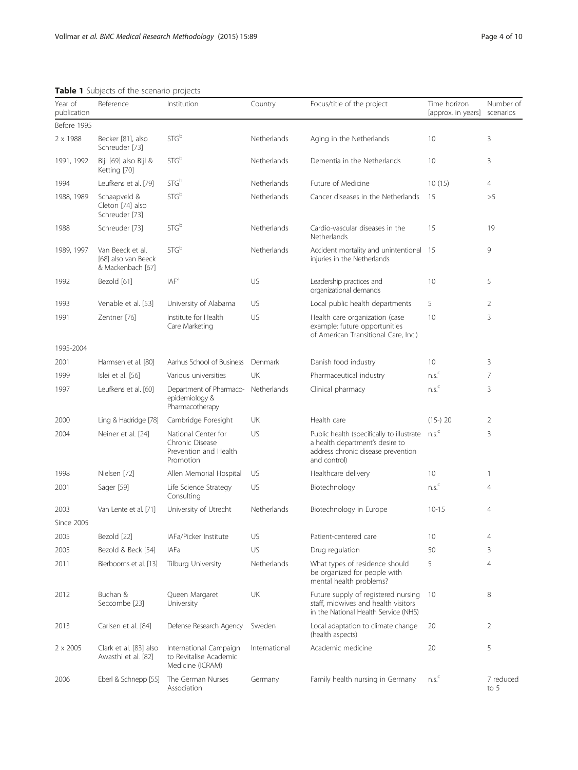**Table 1** Subjects of the scenario projects

| Year of publication | Reference | Institution | Country | Focus/title of the project | Time horizon [approx. in years] | Number of scenarios |
| --- | --- | --- | --- | --- | --- | --- |
| Before 1995 | | | | | | |
| 2 x 1988 | Becker [81], also Schreuder [73] | STG[b] | Netherlands | Aging in the Netherlands | 10 | 3 |
| 1991, 1992 | Bijl [69] also Bijl & Ketting [70] | STG[b] | Netherlands | Dementia in the Netherlands | 10 | 3 |
| 1994 | Leufkens et al. [79] | STG[b] | Netherlands | Future of Medicine | 10 (15) | 4 |
| 1988, 1989 | Schaapveld & Cleton [74] also Schreuder [73] | STG[b] | Netherlands | Cancer diseases in the Netherlands | 15 | >5 |
| 1988 | Schreuder [73] | STG[b] | Netherlands | Cardio-vascular diseases in the Netherlands | 15 | 19 |
| 1989, 1997 | Van Beeck et al. [68] also van Beeck & Mackenbach [67] | STG[b] | Netherlands | Accident mortality and unintentional injuries in the Netherlands | 15 | 9 |
| 1992 | Bezold [61] | IAF[a] | US | Leadership practices and organizational demands | 10 | 5 |
| 1993 | Venable et al. [53] | University of Alabama | US | Local public health departments | 5 | 2 |
| 1991 | Zentner [76] | Institute for Health Care Marketing | US | Health care organization (case example: future opportunities of American Transitional Care, Inc.) | 10 | 3 |
| 1995-2004 | | | | | | |
| 2001 | Harmsen et al. [80] | Aarhus School of Business | Denmark | Danish food industry | 10 | 3 |
| 1999 | Islei et al. [56] | Various universities | UK | Pharmaceutical industry | n.s.[c] | 7 |
| 1997 | Leufkens et al. [60] | Department of Pharmaco-epidemiology & Pharmacotherapy | Netherlands | Clinical pharmacy | n.s.[c] | 3 |
| 2000 | Ling & Hadridge [78] | Cambridge Foresight | UK | Health care | (15-) 20 | 2 |
| 2004 | Neiner et al. [24] | National Center for Chronic Disease Prevention and Health Promotion | US | Public health (specifically to illustrate a health department's desire to address chronic disease prevention and control) | n.s.[c] | 3 |
| 1998 | Nielsen [72] | Allen Memorial Hospital | US | Healthcare delivery | 10 | 1 |
| 2001 | Sager [59] | Life Science Strategy Consulting | US | Biotechnology | n.s.[c] | 4 |
| 2003 | Van Lente et al. [71] | University of Utrecht | Netherlands | Biotechnology in Europe | 10-15 | 4 |
| Since 2005 | | | | | | |
| 2005 | Bezold [22] | IAFa/Picker Institute | US | Patient-centered care | 10 | 4 |
| 2005 | Bezold & Beck [54] | IAFa | US | Drug regulation | 50 | 3 |
| 2011 | Bierbooms et al. [13] | Tilburg University | Netherlands | What types of residence should be organized for people with mental health problems? | 5 | 4 |
| 2012 | Buchan & Seccombe [23] | Queen Margaret University | UK | Future supply of registered nursing staff, midwives and health visitors in the National Health Service (NHS) | 10 | 8 |
| 2013 | Carlsen et al. [84] | Defense Research Agency | Sweden | Local adaptation to climate change (health aspects) | 20 | 2 |
| 2 x 2005 | Clark et al. [83] also Awasthi et al. [82] | International Campaign to Revitalise Academic Medicine (ICRAM) | International | Academic medicine | 20 | 5 |
| 2006 | Eberl & Schnepp [55] | The German Nurses Association | Germany | Family health nursing in Germany | n.s.[c] | 7 reduced to 5 |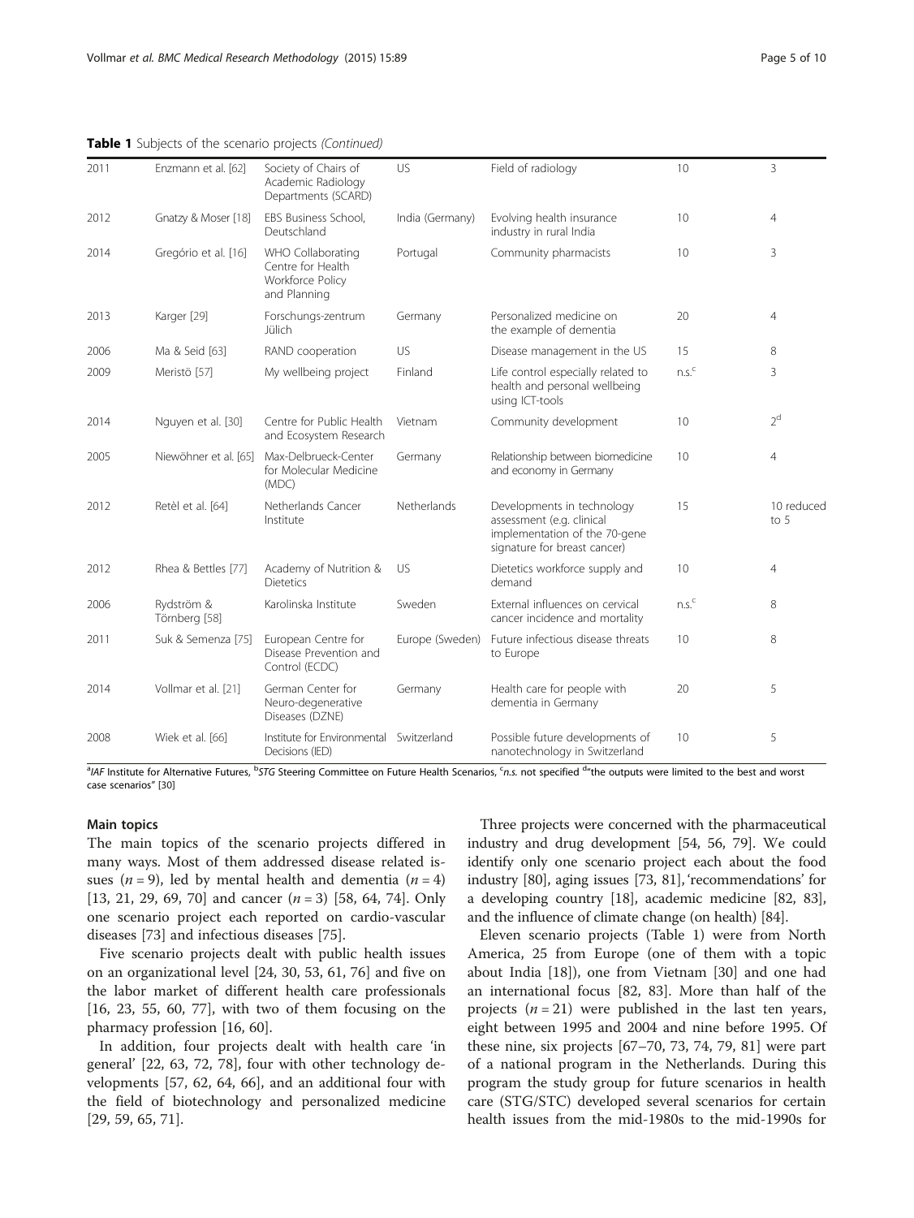**Table 1** Subjects of the scenario projects *(Continued)*

| | | | | | | |
|---|---|---|---|---|---|---|
| 2011 | Enzmann et al. [62] | Society of Chairs of Academic Radiology Departments (SCARD) | US | Field of radiology | 10 | 3 |
| 2012 | Gnatzy & Moser [18] | EBS Business School, Deutschland | India (Germany) | Evolving health insurance industry in rural India | 10 | 4 |
| 2014 | Gregório et al. [16] | WHO Collaborating Centre for Health Workforce Policy and Planning | Portugal | Community pharmacists | 10 | 3 |
| 2013 | Karger [29] | Forschungs-zentrum Jülich | Germany | Personalized medicine on the example of dementia | 20 | 4 |
| 2006 | Ma & Seid [63] | RAND cooperation | US | Disease management in the US | 15 | 8 |
| 2009 | Meristö [57] | My wellbeing project | Finland | Life control especially related to health and personal wellbeing using ICT-tools | n.s.[c] | 3 |
| 2014 | Nguyen et al. [30] | Centre for Public Health and Ecosystem Research | Vietnam | Community development | 10 | 2[d] |
| 2005 | Niewöhner et al. [65] | Max-Delbrueck-Center for Molecular Medicine (MDC) | Germany | Relationship between biomedicine and economy in Germany | 10 | 4 |
| 2012 | Retèl et al. [64] | Netherlands Cancer Institute | Netherlands | Developments in technology assessment (e.g. clinical implementation of the 70-gene signature for breast cancer) | 15 | 10 reduced to 5 |
| 2012 | Rhea & Bettles [77] | Academy of Nutrition & Dietetics | US | Dietetics workforce supply and demand | 10 | 4 |
| 2006 | Rydström & Törnberg [58] | Karolinska Institute | Sweden | External influences on cervical cancer incidence and mortality | n.s.[c] | 8 |
| 2011 | Suk & Semenza [75] | European Centre for Disease Prevention and Control (ECDC) | Europe (Sweden) | Future infectious disease threats to Europe | 10 | 8 |
| 2014 | Vollmar et al. [21] | German Center for Neuro-degenerative Diseases (DZNE) | Germany | Health care for people with dementia in Germany | 20 | 5 |
| 2008 | Wiek et al. [66] | Institute for Environmental Decisions (IED) | Switzerland | Possible future developments of nanotechnology in Switzerland | 10 | 5 |

[a]*IAF* Institute for Alternative Futures, [b]*STG* Steering Committee on Future Health Scenarios, [c]*n.s.* not specified [d]"the outputs were limited to the best and worst case scenarios" [30]

#### Main topics

The main topics of the scenario projects differed in many ways. Most of them addressed disease related issues ($n = 9$), led by mental health and dementia ($n = 4$) [13, 21, 29, 69, 70] and cancer ($n = 3$) [58, 64, 74]. Only one scenario project each reported on cardio-vascular diseases [73] and infectious diseases [75].

Five scenario projects dealt with public health issues on an organizational level [24, 30, 53, 61, 76] and five on the labor market of different health care professionals [16, 23, 55, 60, 77], with two of them focusing on the pharmacy profession [16, 60].

In addition, four projects dealt with health care 'in general' [22, 63, 72, 78], four with other technology developments [57, 62, 64, 66], and an additional four with the field of biotechnology and personalized medicine [29, 59, 65, 71].

Three projects were concerned with the pharmaceutical industry and drug development [54, 56, 79]. We could identify only one scenario project each about the food industry [80], aging issues [73, 81], 'recommendations' for a developing country [18], academic medicine [82, 83], and the influence of climate change (on health) [84].

Eleven scenario projects (Table 1) were from North America, 25 from Europe (one of them with a topic about India [18]), one from Vietnam [30] and one had an international focus [82, 83]. More than half of the projects ($n = 21$) were published in the last ten years, eight between 1995 and 2004 and nine before 1995. Of these nine, six projects [67–70, 73, 74, 79, 81] were part of a national program in the Netherlands. During this program the study group for future scenarios in health care (STG/STC) developed several scenarios for certain health issues from the mid-1980s to the mid-1990s for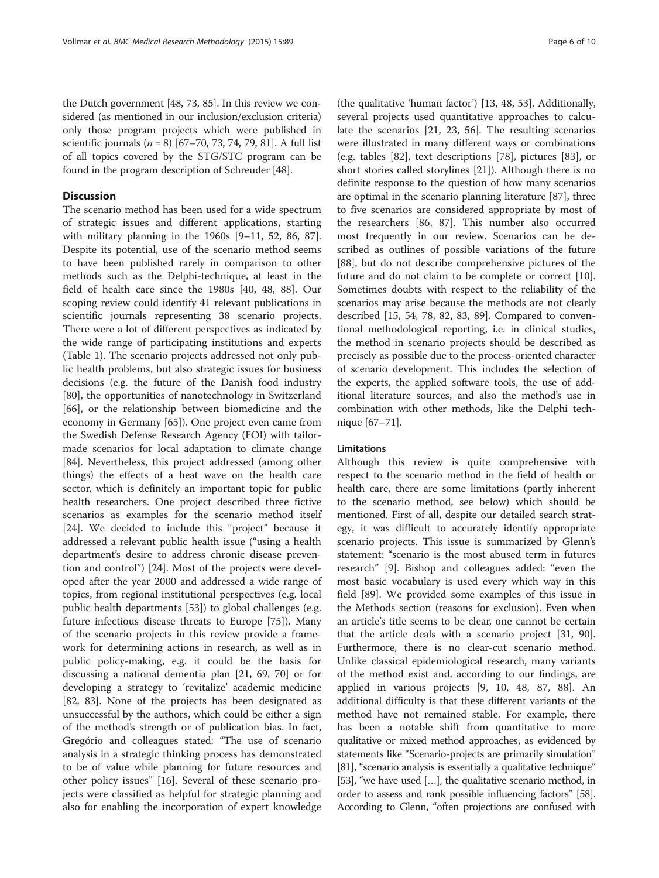the Dutch government [48, 73, 85]. In this review we considered (as mentioned in our inclusion/exclusion criteria) only those program projects which were published in scientific journals ($n = 8$) [67–70, 73, 74, 79, 81]. A full list of all topics covered by the STG/STC program can be found in the program description of Schreuder [48].

## Discussion

The scenario method has been used for a wide spectrum of strategic issues and different applications, starting with military planning in the 1960s [9–11, 52, 86, 87]. Despite its potential, use of the scenario method seems to have been published rarely in comparison to other methods such as the Delphi-technique, at least in the field of health care since the 1980s [40, 48, 88]. Our scoping review could identify 41 relevant publications in scientific journals representing 38 scenario projects. There were a lot of different perspectives as indicated by the wide range of participating institutions and experts (Table 1). The scenario projects addressed not only public health problems, but also strategic issues for business decisions (e.g. the future of the Danish food industry [80], the opportunities of nanotechnology in Switzerland [66], or the relationship between biomedicine and the economy in Germany [65]). One project even came from the Swedish Defense Research Agency (FOI) with tailor-made scenarios for local adaptation to climate change [84]. Nevertheless, this project addressed (among other things) the effects of a heat wave on the health care sector, which is definitely an important topic for public health researchers. One project described three fictive scenarios as examples for the scenario method itself [24]. We decided to include this "project" because it addressed a relevant public health issue ("using a health department's desire to address chronic disease prevention and control") [24]. Most of the projects were developed after the year 2000 and addressed a wide range of topics, from regional institutional perspectives (e.g. local public health departments [53]) to global challenges (e.g. future infectious disease threats to Europe [75]). Many of the scenario projects in this review provide a framework for determining actions in research, as well as in public policy-making, e.g. it could be the basis for discussing a national dementia plan [21, 69, 70] or for developing a strategy to 'revitalize' academic medicine [82, 83]. None of the projects has been designated as unsuccessful by the authors, which could be either a sign of the method's strength or of publication bias. In fact, Gregório and colleagues stated: "The use of scenario analysis in a strategic thinking process has demonstrated to be of value while planning for future resources and other policy issues" [16]. Several of these scenario projects were classified as helpful for strategic planning and also for enabling the incorporation of expert knowledge (the qualitative 'human factor') [13, 48, 53]. Additionally, several projects used quantitative approaches to calculate the scenarios [21, 23, 56]. The resulting scenarios were illustrated in many different ways or combinations (e.g. tables [82], text descriptions [78], pictures [83], or short stories called storylines [21]). Although there is no definite response to the question of how many scenarios are optimal in the scenario planning literature [87], three to five scenarios are considered appropriate by most of the researchers [86, 87]. This number also occurred most frequently in our review. Scenarios can be described as outlines of possible variations of the future [88], but do not describe comprehensive pictures of the future and do not claim to be complete or correct [10]. Sometimes doubts with respect to the reliability of the scenarios may arise because the methods are not clearly described [15, 54, 78, 82, 83, 89]. Compared to conventional methodological reporting, i.e. in clinical studies, the method in scenario projects should be described as precisely as possible due to the process-oriented character of scenario development. This includes the selection of the experts, the applied software tools, the use of additional literature sources, and also the method's use in combination with other methods, like the Delphi technique [67–71].

### Limitations

Although this review is quite comprehensive with respect to the scenario method in the field of health or health care, there are some limitations (partly inherent to the scenario method, see below) which should be mentioned. First of all, despite our detailed search strategy, it was difficult to accurately identify appropriate scenario projects. This issue is summarized by Glenn's statement: "scenario is the most abused term in futures research" [9]. Bishop and colleagues added: "even the most basic vocabulary is used every which way in this field [89]. We provided some examples of this issue in the Methods section (reasons for exclusion). Even when an article's title seems to be clear, one cannot be certain that the article deals with a scenario project [31, 90]. Furthermore, there is no clear-cut scenario method. Unlike classical epidemiological research, many variants of the method exist and, according to our findings, are applied in various projects [9, 10, 48, 87, 88]. An additional difficulty is that these different variants of the method have not remained stable. For example, there has been a notable shift from quantitative to more qualitative or mixed method approaches, as evidenced by statements like "Scenario-projects are primarily simulation" [81], "scenario analysis is essentially a qualitative technique" [53], "we have used […], the qualitative scenario method, in order to assess and rank possible influencing factors" [58]. According to Glenn, "often projections are confused with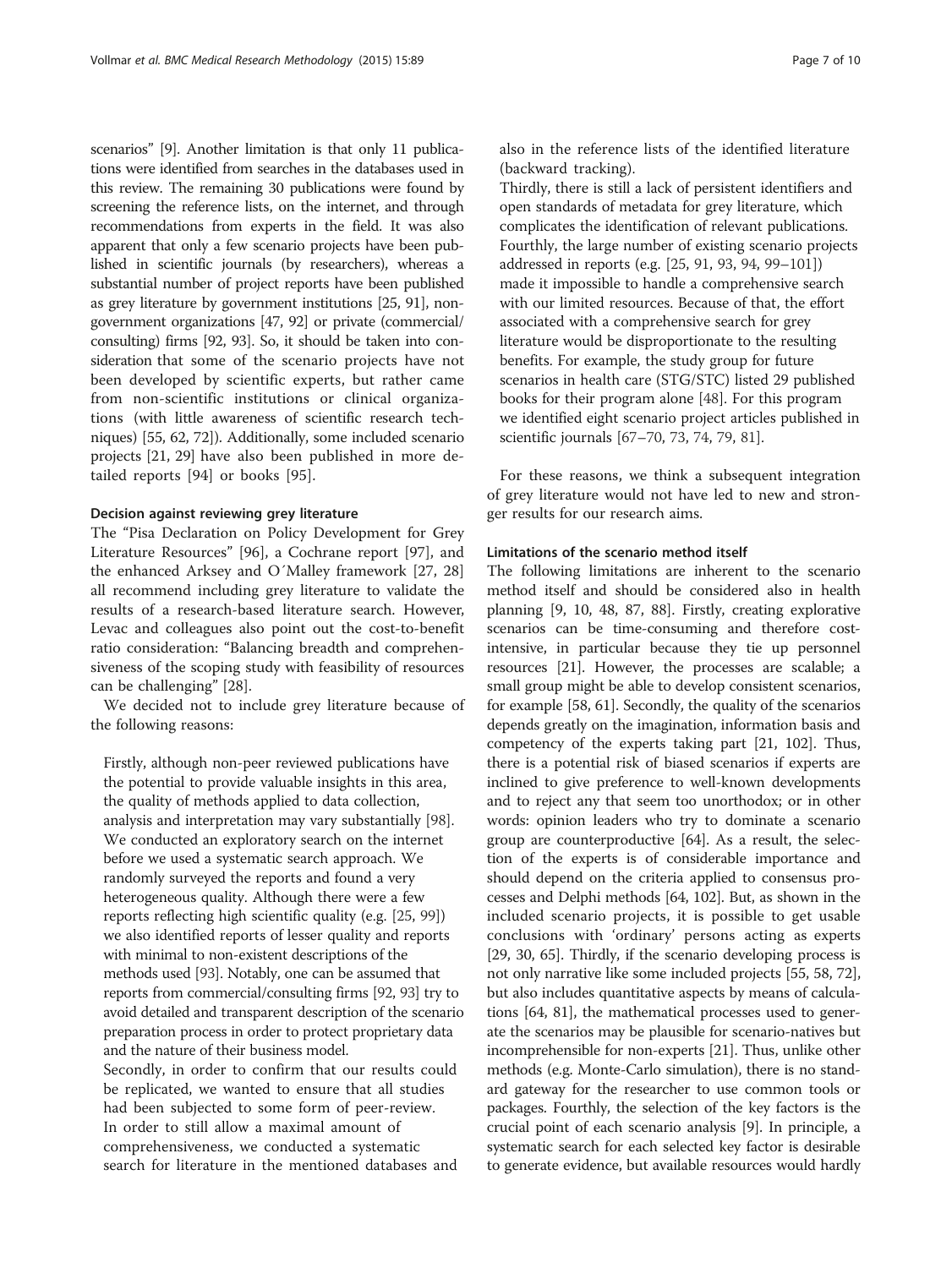scenarios" [9]. Another limitation is that only 11 publications were identified from searches in the databases used in this review. The remaining 30 publications were found by screening the reference lists, on the internet, and through recommendations from experts in the field. It was also apparent that only a few scenario projects have been published in scientific journals (by researchers), whereas a substantial number of project reports have been published as grey literature by government institutions [25, 91], non-government organizations [47, 92] or private (commercial/consulting) firms [92, 93]. So, it should be taken into consideration that some of the scenario projects have not been developed by scientific experts, but rather came from non-scientific institutions or clinical organizations (with little awareness of scientific research techniques) [55, 62, 72]). Additionally, some included scenario projects [21, 29] have also been published in more detailed reports [94] or books [95].

#### Decision against reviewing grey literature

The "Pisa Declaration on Policy Development for Grey Literature Resources" [96], a Cochrane report [97], and the enhanced Arksey and O´Malley framework [27, 28] all recommend including grey literature to validate the results of a research-based literature search. However, Levac and colleagues also point out the cost-to-benefit ratio consideration: "Balancing breadth and comprehensiveness of the scoping study with feasibility of resources can be challenging" [28].

We decided not to include grey literature because of the following reasons:

> Firstly, although non-peer reviewed publications have the potential to provide valuable insights in this area, the quality of methods applied to data collection, analysis and interpretation may vary substantially [98]. We conducted an exploratory search on the internet before we used a systematic search approach. We randomly surveyed the reports and found a very heterogeneous quality. Although there were a few reports reflecting high scientific quality (e.g. [25, 99]) we also identified reports of lesser quality and reports with minimal to non-existent descriptions of the methods used [93]. Notably, one can be assumed that reports from commercial/consulting firms [92, 93] try to avoid detailed and transparent description of the scenario preparation process in order to protect proprietary data and the nature of their business model.
>
> Secondly, in order to confirm that our results could be replicated, we wanted to ensure that all studies had been subjected to some form of peer-review. In order to still allow a maximal amount of comprehensiveness, we conducted a systematic search for literature in the mentioned databases and also in the reference lists of the identified literature (backward tracking).
>
> Thirdly, there is still a lack of persistent identifiers and open standards of metadata for grey literature, which complicates the identification of relevant publications.
>
> Fourthly, the large number of existing scenario projects addressed in reports (e.g. [25, 91, 93, 94, 99–101]) made it impossible to handle a comprehensive search with our limited resources. Because of that, the effort associated with a comprehensive search for grey literature would be disproportionate to the resulting benefits. For example, the study group for future scenarios in health care (STG/STC) listed 29 published books for their program alone [48]. For this program we identified eight scenario project articles published in scientific journals [67–70, 73, 74, 79, 81].

For these reasons, we think a subsequent integration of grey literature would not have led to new and stronger results for our research aims.

#### Limitations of the scenario method itself

The following limitations are inherent to the scenario method itself and should be considered also in health planning [9, 10, 48, 87, 88]. Firstly, creating explorative scenarios can be time-consuming and therefore cost-intensive, in particular because they tie up personnel resources [21]. However, the processes are scalable; a small group might be able to develop consistent scenarios, for example [58, 61]. Secondly, the quality of the scenarios depends greatly on the imagination, information basis and competency of the experts taking part [21, 102]. Thus, there is a potential risk of biased scenarios if experts are inclined to give preference to well-known developments and to reject any that seem too unorthodox; or in other words: opinion leaders who try to dominate a scenario group are counterproductive [64]. As a result, the selection of the experts is of considerable importance and should depend on the criteria applied to consensus processes and Delphi methods [64, 102]. But, as shown in the included scenario projects, it is possible to get usable conclusions with 'ordinary' persons acting as experts [29, 30, 65]. Thirdly, if the scenario developing process is not only narrative like some included projects [55, 58, 72], but also includes quantitative aspects by means of calculations [64, 81], the mathematical processes used to generate the scenarios may be plausible for scenario-natives but incomprehensible for non-experts [21]. Thus, unlike other methods (e.g. Monte-Carlo simulation), there is no standard gateway for the researcher to use common tools or packages. Fourthly, the selection of the key factors is the crucial point of each scenario analysis [9]. In principle, a systematic search for each selected key factor is desirable to generate evidence, but available resources would hardly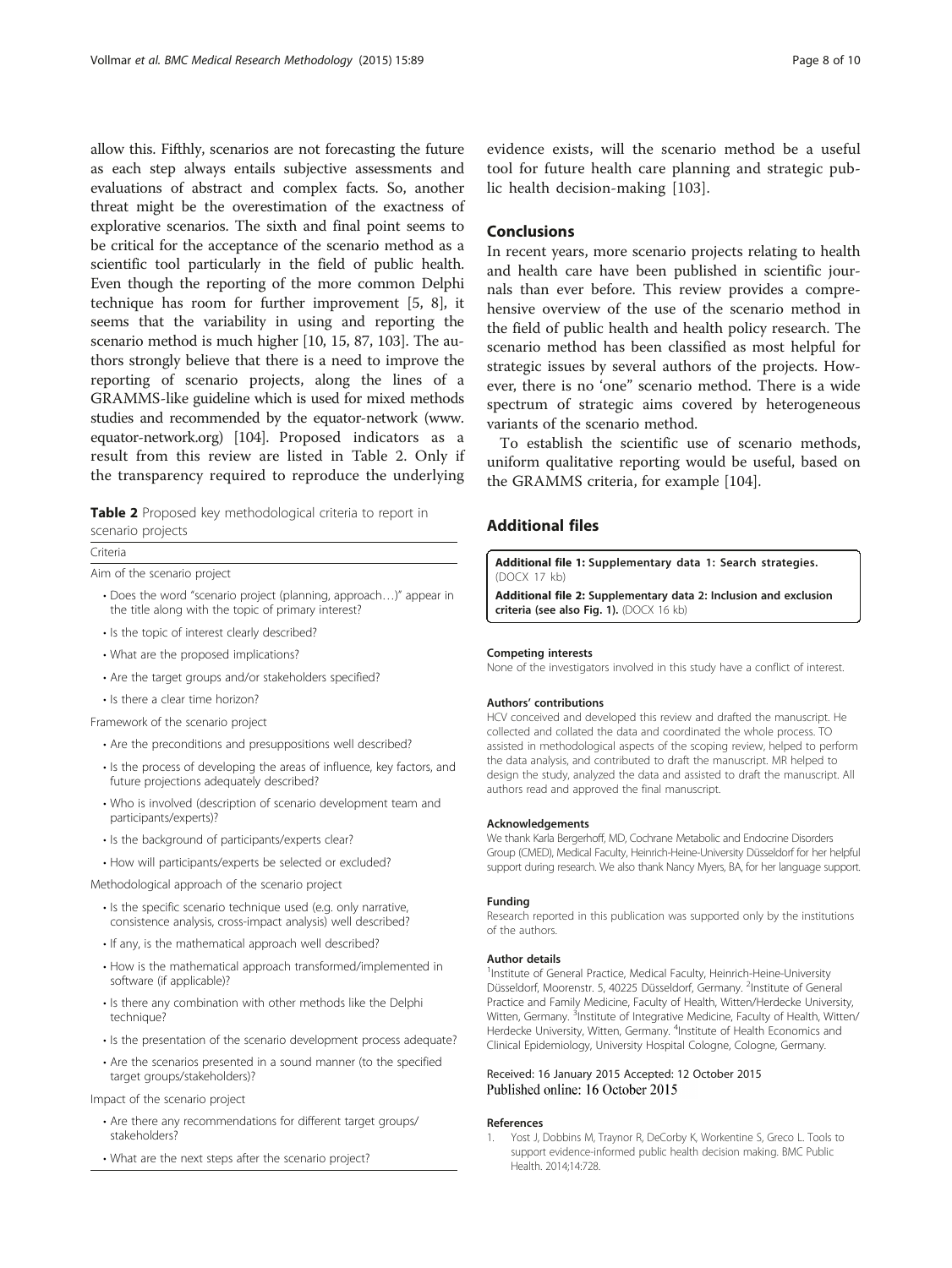allow this. Fifthly, scenarios are not forecasting the future as each step always entails subjective assessments and evaluations of abstract and complex facts. So, another threat might be the overestimation of the exactness of explorative scenarios. The sixth and final point seems to be critical for the acceptance of the scenario method as a scientific tool particularly in the field of public health. Even though the reporting of the more common Delphi technique has room for further improvement [5, 8], it seems that the variability in using and reporting the scenario method is much higher [10, 15, 87, 103]. The authors strongly believe that there is a need to improve the reporting of scenario projects, along the lines of a GRAMMS-like guideline which is used for mixed methods studies and recommended by the equator-network (www.equator-network.org) [104]. Proposed indicators as a result from this review are listed in Table 2. Only if the transparency required to reproduce the underlying evidence exists, will the scenario method be a useful tool for future health care planning and strategic public health decision-making [103].

**Table 2** Proposed key methodological criteria to report in scenario projects

| Criteria |
|---|
| Aim of the scenario project |
| • Does the word "scenario project (planning, approach…)" appear in the title along with the topic of primary interest? |
| • Is the topic of interest clearly described? |
| • What are the proposed implications? |
| • Are the target groups and/or stakeholders specified? |
| • Is there a clear time horizon? |
| Framework of the scenario project |
| • Are the preconditions and presuppositions well described? |
| • Is the process of developing the areas of influence, key factors, and future projections adequately described? |
| • Who is involved (description of scenario development team and participants/experts)? |
| • Is the background of participants/experts clear? |
| • How will participants/experts be selected or excluded? |
| Methodological approach of the scenario project |
| • Is the specific scenario technique used (e.g. only narrative, consistence analysis, cross-impact analysis) well described? |
| • If any, is the mathematical approach well described? |
| • How is the mathematical approach transformed/implemented in software (if applicable)? |
| • Is there any combination with other methods like the Delphi technique? |
| • Is the presentation of the scenario development process adequate? |
| • Are the scenarios presented in a sound manner (to the specified target groups/stakeholders)? |
| Impact of the scenario project |
| • Are there any recommendations for different target groups/stakeholders? |
| • What are the next steps after the scenario project? |

## Conclusions

In recent years, more scenario projects relating to health and health care have been published in scientific journals than ever before. This review provides a comprehensive overview of the use of the scenario method in the field of public health and health policy research. The scenario method has been classified as most helpful for strategic issues by several authors of the projects. However, there is no 'one' scenario method. There is a wide spectrum of strategic aims covered by heterogeneous variants of the scenario method.

To establish the scientific use of scenario methods, uniform qualitative reporting would be useful, based on the GRAMMS criteria, for example [104].

## Additional files

**Additional file 1: Supplementary data 1: Search strategies.** (DOCX 17 kb)

**Additional file 2: Supplementary data 2: Inclusion and exclusion criteria (see also Fig. 1).** (DOCX 16 kb)

#### Competing interests

None of the investigators involved in this study have a conflict of interest.

#### Authors' contributions

HCV conceived and developed this review and drafted the manuscript. He collected and collated the data and coordinated the whole process. TO assisted in methodological aspects of the scoping review, helped to perform the data analysis, and contributed to draft the manuscript. MR helped to design the study, analyzed the data and assisted to draft the manuscript. All authors read and approved the final manuscript.

#### Acknowledgements

We thank Karla Bergerhoff, MD, Cochrane Metabolic and Endocrine Disorders Group (CMED), Medical Faculty, Heinrich-Heine-University Düsseldorf for her helpful support during research. We also thank Nancy Myers, BA, for her language support.

#### Funding

Research reported in this publication was supported only by the institutions of the authors.

#### Author details

[1]Institute of General Practice, Medical Faculty, Heinrich-Heine-University Düsseldorf, Moorenstr. 5, 40225 Düsseldorf, Germany. [2]Institute of General Practice and Family Medicine, Faculty of Health, Witten/Herdecke University, Witten, Germany. [3]Institute of Integrative Medicine, Faculty of Health, Witten/Herdecke University, Witten, Germany. [4]Institute of Health Economics and Clinical Epidemiology, University Hospital Cologne, Cologne, Germany.

Received: 16 January 2015 Accepted: 12 October 2015
Published online: 16 October 2015

#### References

1. Yost J, Dobbins M, Traynor R, DeCorby K, Workentine S, Greco L. Tools to support evidence-informed public health decision making. BMC Public Health. 2014;14:728.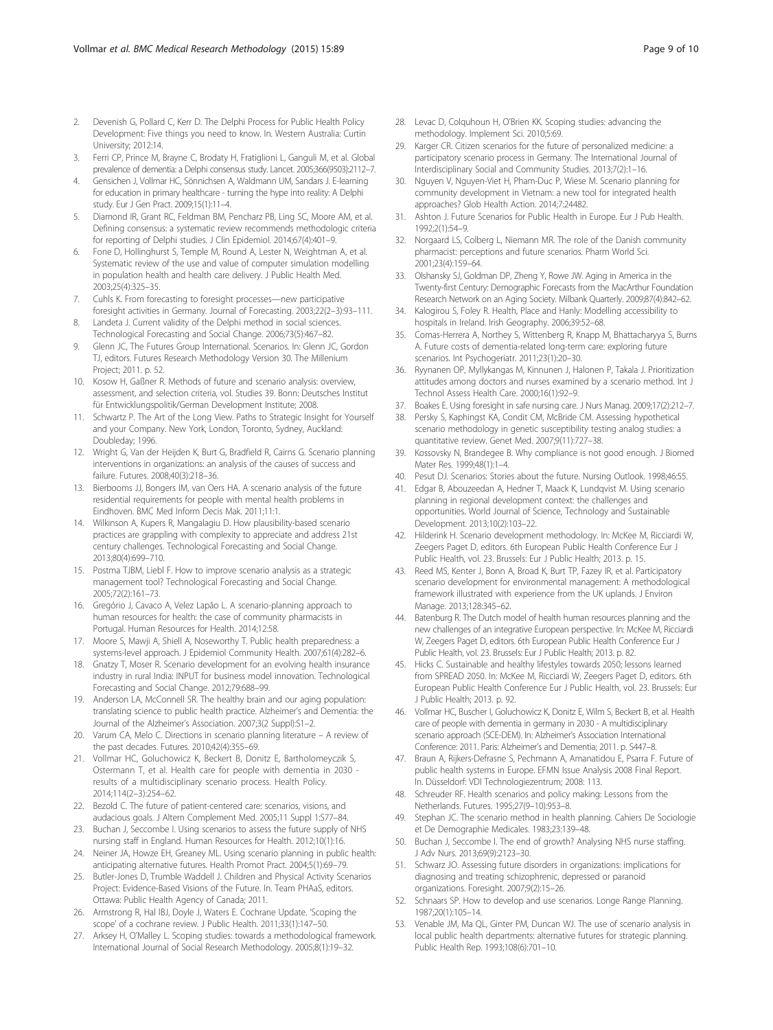2. Devenish G, Pollard C, Kerr D. The Delphi Process for Public Health Policy Development: Five things you need to know. In. Western Australia: Curtin University; 2012:14.
3. Ferri CP, Prince M, Brayne C, Brodaty H, Fratiglioni L, Ganguli M, et al. Global prevalence of dementia: a Delphi consensus study. Lancet. 2005;366(9503):2112–7.
4. Gensichen J, Vollmar HC, Sönnichsen A, Waldmann UM, Sandars J. E-learning for education in primary healthcare - turning the hype into reality: A Delphi study. Eur J Gen Pract. 2009;15(1):11–4.
5. Diamond IR, Grant RC, Feldman BM, Pencharz PB, Ling SC, Moore AM, et al. Defining consensus: a systematic review recommends methodologic criteria for reporting of Delphi studies. J Clin Epidemiol. 2014;67(4):401–9.
6. Fone D, Hollinghurst S, Temple M, Round A, Lester N, Weightman A, et al. Systematic review of the use and value of computer simulation modelling in population health and health care delivery. J Public Health Med. 2003;25(4):325–35.
7. Cuhls K. From forecasting to foresight processes—new participative foresight activities in Germany. Journal of Forecasting. 2003;22(2–3):93–111.
8. Landeta J. Current validity of the Delphi method in social sciences. Technological Forecasting and Social Change. 2006;73(5):467–82.
9. Glenn JC, The Futures Group International. Scenarios. In: Glenn JC, Gordon TJ, editors. Futures Research Methodology Version 30. The Millenium Project; 2011. p. 52.
10. Kosow H, Gaßner R. Methods of future and scenario analysis: overview, assessment, and selection criteria, vol. Studies 39. Bonn: Deutsches Institut für Entwicklungspolitik/German Development Institute; 2008.
11. Schwartz P. The Art of the Long View. Paths to Strategic Insight for Yourself and your Company. New York, London, Toronto, Sydney, Auckland: Doubleday; 1996.
12. Wright G, Van der Heijden K, Burt G, Bradfield R, Cairns G. Scenario planning interventions in organizations: an analysis of the causes of success and failure. Futures. 2008;40(3):218–36.
13. Bierbooms JJ, Bongers IM, van Oers HA. A scenario analysis of the future residential requirements for people with mental health problems in Eindhoven. BMC Med Inform Decis Mak. 2011;11:1.
14. Wilkinson A, Kupers R, Mangalagiu D. How plausibility-based scenario practices are grappling with complexity to appreciate and address 21st century challenges. Technological Forecasting and Social Change. 2013;80(4):699–710.
15. Postma TJBM, Liebl F. How to improve scenario analysis as a strategic management tool? Technological Forecasting and Social Change. 2005;72(2):161–73.
16. Gregório J, Cavaco A, Velez Lapão L. A scenario-planning approach to human resources for health: the case of community pharmacists in Portugal. Human Resources for Health. 2014;12:58.
17. Moore S, Mawji A, Shiell A, Noseworthy T. Public health preparedness: a systems-level approach. J Epidemiol Community Health. 2007;61(4):282–6.
18. Gnatzy T, Moser R. Scenario development for an evolving health insurance industry in rural India: INPUT for business model innovation. Technological Forecasting and Social Change. 2012;79:688–99.
19. Anderson LA, McConnell SR. The healthy brain and our aging population: translating science to public health practice. Alzheimer's and Dementia: the Journal of the Alzheimer's Association. 2007;3(2 Suppl):S1–2.
20. Varum CA, Melo C. Directions in scenario planning literature – A review of the past decades. Futures. 2010;42(4):355–69.
21. Vollmar HC, Goluchowicz K, Beckert B, Donitz E, Bartholomeyczik S, Ostermann T, et al. Health care for people with dementia in 2030 - results of a multidisciplinary scenario process. Health Policy. 2014;114(2–3):254–62.
22. Bezold C. The future of patient-centered care: scenarios, visions, and audacious goals. J Altern Complement Med. 2005;11 Suppl 1:S77–84.
23. Buchan J, Seccombe I. Using scenarios to assess the future supply of NHS nursing staff in England. Human Resources for Health. 2012;10(1):16.
24. Neiner JA, Howze EH, Greaney ML. Using scenario planning in public health: anticipating alternative futures. Health Promot Pract. 2004;5(1):69–79.
25. Butler-Jones D, Trumble Waddell J. Children and Physical Activity Scenarios Project: Evidence-Based Visions of the Future. In. Team PHAaS, editors. Ottawa: Public Health Agency of Canada; 2011.
26. Armstrong R, Hal IBJ, Doyle J, Waters E. Cochrane Update. 'Scoping the scope' of a cochrane review. J Public Health. 2011;33(1):147–50.
27. Arksey H, O'Malley L. Scoping studies: towards a methodological framework. International Journal of Social Research Methodology. 2005;8(1):19–32.
28. Levac D, Colquhoun H, O'Brien KK. Scoping studies: advancing the methodology. Implement Sci. 2010;5:69.
29. Karger CR. Citizen scenarios for the future of personalized medicine: a participatory scenario process in Germany. The International Journal of Interdisciplinary Social and Community Studies. 2013;7(2):1–16.
30. Nguyen V, Nguyen-Viet H, Pham-Duc P, Wiese M. Scenario planning for community development in Vietnam: a new tool for integrated health approaches? Glob Health Action. 2014;7:24482.
31. Ashton J. Future Scenarios for Public Health in Europe. Eur J Pub Health. 1992;2(1):54–9.
32. Norgaard LS, Colberg L, Niemann MR. The role of the Danish community pharmacist: perceptions and future scenarios. Pharm World Sci. 2001;23(4):159–64.
33. Olshansky SJ, Goldman DP, Zheng Y, Rowe JW. Aging in America in the Twenty-first Century: Demographic Forecasts from the MacArthur Foundation Research Network on an Aging Society. Milbank Quarterly. 2009;87(4):842–62.
34. Kalogirou S, Foley R. Health, Place and Hanly: Modelling accessibility to hospitals in Ireland. Irish Geography. 2006;39:52–68.
35. Comas-Herrera A, Northey S, Wittenberg R, Knapp M, Bhattacharyya S, Burns A. Future costs of dementia-related long-term care: exploring future scenarios. Int Psychogeriatr. 2011;23(1):20–30.
36. Ryynanen OP, Myllykangas M, Kinnunen J, Halonen P, Takala J. Prioritization attitudes among doctors and nurses examined by a scenario method. Int J Technol Assess Health Care. 2000;16(1):92–9.
37. Boakes E. Using foresight in safe nursing care. J Nurs Manag. 2009;17(2):212–7.
38. Persky S, Kaphingst KA, Condit CM, McBride CM. Assessing hypothetical scenario methodology in genetic susceptibility testing analog studies: a quantitative review. Genet Med. 2007;9(11):727–38.
39. Kossovsky N, Brandegee B. Why compliance is not good enough. J Biomed Mater Res. 1999;48(1):1–4.
40. Pesut DJ. Scenarios: Stories about the future. Nursing Outlook. 1998;46:55.
41. Edgar B, Abouzeedan A, Hedner T, Maack K, Lundqvist M. Using scenario planning in regional development context: the challenges and opportunities. World Journal of Science, Technology and Sustainable Development. 2013;10(2):103–22.
42. Hilderink H. Scenario development methodology. In: McKee M, Ricciardi W, Zeegers Paget D, editors. 6th European Public Health Conference Eur J Public Health, vol. 23. Brussels: Eur J Public Health; 2013. p. 15.
43. Reed MS, Kenter J, Bonn A, Broad K, Burt TP, Fazey IR, et al. Participatory scenario development for environmental management: A methodological framework illustrated with experience from the UK uplands. J Environ Manage. 2013;128:345–62.
44. Batenburg R. The Dutch model of health human resources planning and the new challenges of an integrative European perspective. In: McKee M, Ricciardi W, Zeegers Paget D, editors. 6th European Public Health Conference Eur J Public Health, vol. 23. Brussels: Eur J Public Health; 2013. p. 82.
45. Hicks C. Sustainable and healthy lifestyles towards 2050; lessons learned from SPREAD 2050. In: McKee M, Ricciardi W, Zeegers Paget D, editors. 6th European Public Health Conference Eur J Public Health, vol. 23. Brussels: Eur J Public Health; 2013. p. 92.
46. Vollmar HC, Buscher I, Goluchowicz K, Donitz E, Wilm S, Beckert B, et al. Health care of people with dementia in germany in 2030 - A multidisciplinary scenario approach (SCE-DEM). In: Alzheimer's Association International Conference: 2011. Paris: Alzheimer's and Dementia; 2011. p. S447–8.
47. Braun A, Rijkers-Defrasne S, Pechmann A, Amanatidou E, Psarra F. Future of public health systems in Europe. EFMN Issue Analysis 2008 Final Report. In. Düsseldorf: VDI Technologiezentrum; 2008: 113.
48. Schreuder RF. Health scenarios and policy making: Lessons from the Netherlands. Futures. 1995;27(9–10):953–8.
49. Stephan JC. The scenario method in health planning. Cahiers De Sociologie et De Demographie Medicales. 1983;23:139–48.
50. Buchan J, Seccombe I. The end of growth? Analysing NHS nurse staffing. J Adv Nurs. 2013;69(9):2123–30.
51. Schwarz JO. Assessing future disorders in organizations: implications for diagnosing and treating schizophrenic, depressed or paranoid organizations. Foresight. 2007;9(2):15–26.
52. Schnaars SP. How to develop and use scenarios. Longe Range Planning. 1987;20(1):105–14.
53. Venable JM, Ma QL, Ginter PM, Duncan WJ. The use of scenario analysis in local public health departments: alternative futures for strategic planning. Public Health Rep. 1993;108(6):701–10.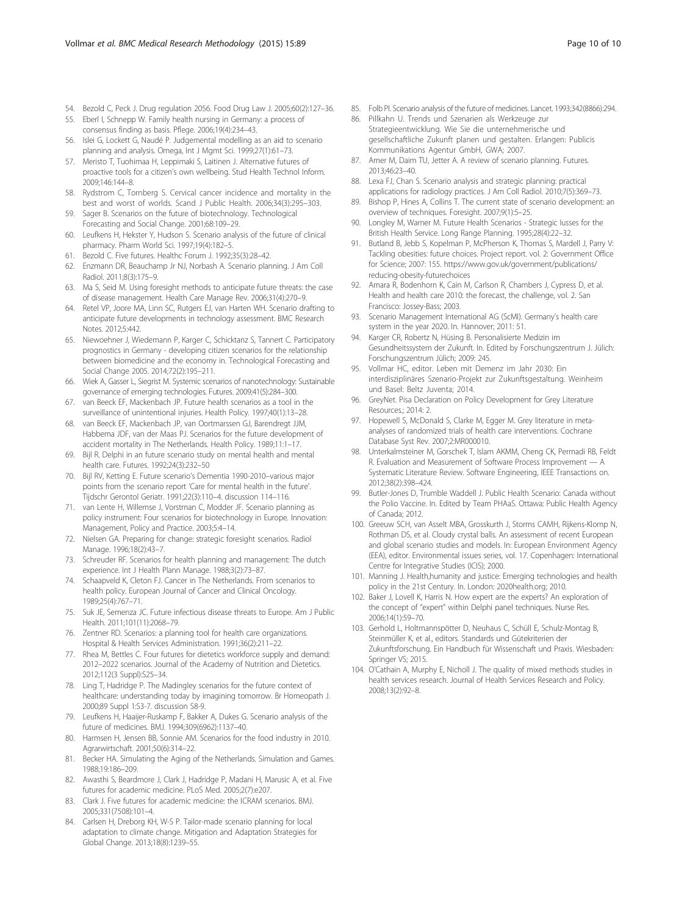54. Bezold C, Peck J. Drug regulation 2056. Food Drug Law J. 2005;60(2):127–36.
55. Eberl I, Schnepp W. Family health nursing in Germany: a process of consensus finding as basis. Pflege. 2006;19(4):234–43.
56. Islei G, Lockett G, Naudé P. Judgemental modelling as an aid to scenario planning and analysis. Omega, Int J Mgmt Sci. 1999;27(1):61–73.
57. Meristo T, Tuohimaa H, Leppimaki S, Laitinen J. Alternative futures of proactive tools for a citizen's own wellbeing. Stud Health Technol Inform. 2009;146:144–8.
58. Rydstrom C, Tornberg S. Cervical cancer incidence and mortality in the best and worst of worlds. Scand J Public Health. 2006;34(3):295–303.
59. Sager B. Scenarios on the future of biotechnology. Technological Forecasting and Social Change. 2001;68:109–29.
60. Leufkens H, Hekster Y, Hudson S. Scenario analysis of the future of clinical pharmacy. Pharm World Sci. 1997;19(4):182–5.
61. Bezold C. Five futures. Healthc Forum J. 1992;35(3):28–42.
62. Enzmann DR, Beauchamp Jr NJ, Norbash A. Scenario planning. J Am Coll Radiol. 2011;8(3):175–9.
63. Ma S, Seid M. Using foresight methods to anticipate future threats: the case of disease management. Health Care Manage Rev. 2006;31(4):270–9.
64. Retel VP, Joore MA, Linn SC, Rutgers EJ, van Harten WH. Scenario drafting to anticipate future developments in technology assessment. BMC Research Notes. 2012;5:442.
65. Niewoehner J, Wiedemann P, Karger C, Schicktanz S, Tannert C. Participatory prognostics in Germany - developing citizen scenarios for the relationship between biomedicine and the economy in. Technological Forecasting and Social Change 2005. 2014;72(2):195–211.
66. Wiek A, Gasser L, Siegrist M. Systemic scenarios of nanotechnology: Sustainable governance of emerging technologies. Futures. 2009;41(5):284–300.
67. van Beeck EF, Mackenbach JP. Future health scenarios as a tool in the surveillance of unintentional injuries. Health Policy. 1997;40(1):13–28.
68. van Beeck EF, Mackenbach JP, van Oortmarssen GJ, Barendregt JJM, Habbema JDF, van der Maas PJ. Scenarios for the future development of accident mortality in The Netherlands. Health Policy. 1989;11:1–17.
69. Bijl R. Delphi in an future scenario study on mental health and mental health care. Futures. 1992;24(3):232–50
70. Bijl RV, Ketting E. Future scenario's Dementia 1990-2010–various major points from the scenario report 'Care for mental health in the future'. Tijdschr Gerontol Geriatr. 1991;22(3):110–4. discussion 114–116.
71. van Lente H, Willemse J, Vorstman C, Modder JF. Scenario planning as policy instrument: Four scenarios for biotechnology in Europe. Innovation: Management, Policy and Practice. 2003;5:4–14.
72. Nielsen GA. Preparing for change: strategic foresight scenarios. Radiol Manage. 1996;18(2):43–7.
73. Schreuder RF. Scenarios for health planning and management: The dutch experience. Int J Health Plann Manage. 1988;3(2):73–87.
74. Schaapveld K, Cleton FJ. Cancer in The Netherlands. From scenarios to health policy. European Journal of Cancer and Clinical Oncology. 1989;25(4):767–71.
75. Suk JE, Semenza JC. Future infectious disease threats to Europe. Am J Public Health. 2011;101(11):2068–79.
76. Zentner RD. Scenarios: a planning tool for health care organizations. Hospital & Health Services Administration. 1991;36(2):211–22.
77. Rhea M, Bettles C. Four futures for dietetics workforce supply and demand: 2012–2022 scenarios. Journal of the Academy of Nutrition and Dietetics. 2012;112(3 Suppl):S25–34.
78. Ling T, Hadridge P. The Madingley scenarios for the future context of healthcare: understanding today by imagining tomorrow. Br Homeopath J. 2000;89 Suppl 1:S3-7. discussion S8-9.
79. Leufkens H, Haaijer-Ruskamp F, Bakker A, Dukes G. Scenario analysis of the future of medicines. BMJ. 1994;309(6962):1137–40.
80. Harmsen H, Jensen BB, Sonnie AM. Scenarios for the food industry in 2010. Agrarwirtschaft. 2001;50(6):314–22.
81. Becker HA. Simulating the Aging of the Netherlands. Simulation and Games. 1988;19:186–209.
82. Awasthi S, Beardmore J, Clark J, Hadridge P, Madani H, Marusic A, et al. Five futures for academic medicine. PLoS Med. 2005;2(7):e207.
83. Clark J. Five futures for academic medicine: the ICRAM scenarios. BMJ. 2005;331(7508):101–4.
84. Carlsen H, Dreborg KH, W-S P. Tailor-made scenario planning for local adaptation to climate change. Mitigation and Adaptation Strategies for Global Change. 2013;18(8):1239–55.
85. Folb PI. Scenario analysis of the future of medicines. Lancet. 1993;342(8866):294.
86. Pillkahn U. Trends und Szenarien als Werkzeuge zur Strategieentwicklung. Wie Sie die unternehmerische und gesellschaftliche Zukunft planen und gestalten. Erlangen: Publicis Kommunikations Agentur GmbH, GWA; 2007.
87. Amer M, Daim TU, Jetter A. A review of scenario planning. Futures. 2013;46:23–40.
88. Lexa FJ, Chan S. Scenario analysis and strategic planning: practical applications for radiology practices. J Am Coll Radiol. 2010;7(5):369–73.
89. Bishop P, Hines A, Collins T. The current state of scenario development: an overview of techniques. Foresight. 2007;9(1):5–25.
90. Longley M, Warner M. Future Health Scenarios - Strategic Iusses for the British Health Service. Long Range Planning. 1995;28(4):22–32.
91. Butland B, Jebb S, Kopelman P, McPherson K, Thomas S, Mardell J, Parry V: Tackling obesities: future choices. Project report. vol. 2: Government Office for Science; 2007: 155. https://www.gov.uk/government/publications/reducing-obesity-futurechoices
92. Amara R, Bodenhorn K, Cain M, Carlson R, Chambers J, Cypress D, et al. Health and health care 2010: the forecast, the challenge, vol. 2. San Francisco: Jossey-Bass; 2003.
93. Scenario Management International AG (ScMI). Germany's health care system in the year 2020. In. Hannover; 2011: 51.
94. Karger CR, Robertz N, Hüsing B. Personalisierte Medizin im Gesundheitssystem der Zukunft. In. Edited by Forschungszentrum J. Jülich: Forschungszentrum Jülich; 2009: 245.
95. Vollmar HC, editor. Leben mit Demenz im Jahr 2030: Ein interdisziplinäres Szenario-Projekt zur Zukunftsgestaltung. Weinheim und Basel: Beltz Juventa; 2014.
96. GreyNet. Pisa Declaration on Policy Development for Grey Literature Resources.; 2014: 2.
97. Hopewell S, McDonald S, Clarke M, Egger M. Grey literature in meta-analyses of randomized trials of health care interventions. Cochrane Database Syst Rev. 2007;2:MR000010.
98. Unterkalmsteiner M, Gorschek T, Islam AKMM, Cheng CK, Permadi RB, Feldt R. Evaluation and Measurement of Software Process Improvement — A Systematic Literature Review. Software Engineering, IEEE Transactions on. 2012;38(2):398–424.
99. Butler-Jones D, Trumble Waddell J. Public Health Scenario: Canada without the Polio Vaccine. In. Edited by Team PHAaS. Ottawa: Public Health Agency of Canada; 2012.
100. Greeuw SCH, van Asselt MBA, Grosskurth J, Storms CAMH, Rijkens-Klomp N, Rothman DS, et al. Cloudy crystal balls. An assessment of recent European and global scenario studies and models. In: European Environment Agency (EEA), editor. Environmental issues series, vol. 17. Copenhagen: International Centre for Integrative Studies (ICIS); 2000.
101. Manning J. Health,humanity and justice: Emerging technologies and health policy in the 21st Century. In. London: 2020health.org; 2010.
102. Baker J, Lovell K, Harris N. How expert are the experts? An exploration of the concept of "expert" within Delphi panel techniques. Nurse Res. 2006;14(1):59–70.
103. Gerhold L, Holtmannspötter D, Neuhaus C, Schüll E, Schulz-Montag B, Steinmüller K, et al., editors. Standards und Gütekriterien der Zukunftsforschung. Ein Handbuch für Wissenschaft und Praxis. Wiesbaden: Springer VS; 2015.
104. O'Cathain A, Murphy E, Nicholl J. The quality of mixed methods studies in health services research. Journal of Health Services Research and Policy. 2008;13(2):92–8.